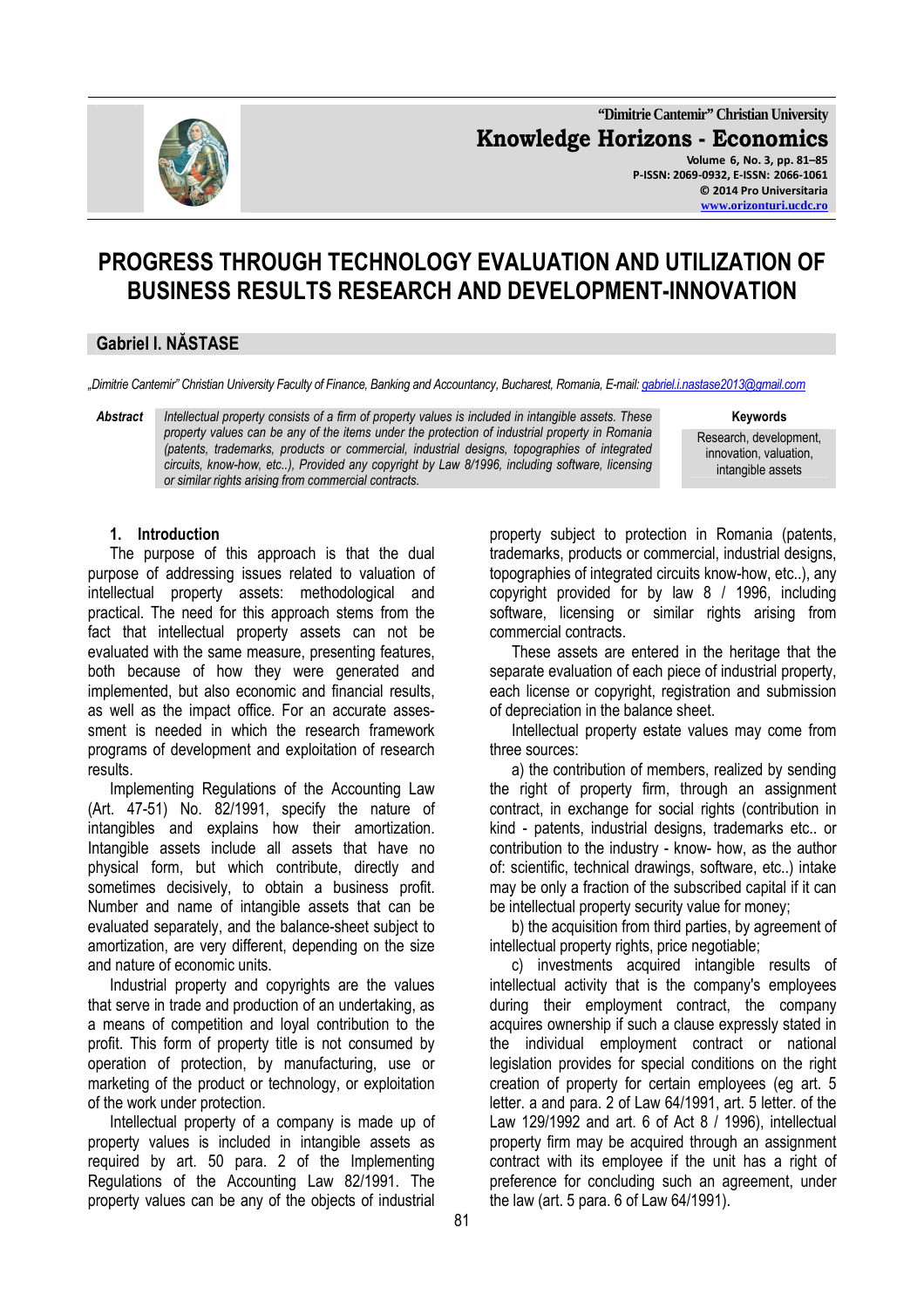# PROGRESS THROUGH TECHNOLOGY EVALUATION AND UTILIZATION OF BUSINESS RESULTS RESEARCH AND DEVELOPMENT-INNOVATION

**Gabriel I. NĂSTASE**

*„Dimitrie Cantemir" Christian University Faculty of Finance, Banking and Accountancy, Bucharest, Romania, E-mail: gabriel.i.nastase2013@gmail.com*

***Abstract*** *Intellectual property consists of a firm of property values is included in intangible assets. These property values can be any of the items under the protection of industrial property in Romania (patents, trademarks, products or commercial, industrial designs, topographies of integrated circuits, know-how, etc..), Provided any copyright by Law 8/1996, including software, licensing or similar rights arising from commercial contracts.*

**Keywords**

Research, development, innovation, valuation, intangible assets

## 1. Introduction

The purpose of this approach is that the dual purpose of addressing issues related to valuation of intellectual property assets: methodological and practical. The need for this approach stems from the fact that intellectual property assets can not be evaluated with the same measure, presenting features, both because of how they were generated and implemented, but also economic and financial results, as well as the impact office. For an accurate assessment is needed in which the research framework programs of development and exploitation of research results.

Implementing Regulations of the Accounting Law (Art. 47-51) No. 82/1991, specify the nature of intangibles and explains how their amortization. Intangible assets include all assets that have no physical form, but which contribute, directly and sometimes decisively, to obtain a business profit. Number and name of intangible assets that can be evaluated separately, and the balance-sheet subject to amortization, are very different, depending on the size and nature of economic units.

Industrial property and copyrights are the values that serve in trade and production of an undertaking, as a means of competition and loyal contribution to the profit. This form of property title is not consumed by operation of protection, by manufacturing, use or marketing of the product or technology, or exploitation of the work under protection.

Intellectual property of a company is made up of property values is included in intangible assets as required by art. 50 para. 2 of the Implementing Regulations of the Accounting Law 82/1991. The property values can be any of the objects of industrial property subject to protection in Romania (patents, trademarks, products or commercial, industrial designs, topographies of integrated circuits know-how, etc..), any copyright provided for by law 8 / 1996, including software, licensing or similar rights arising from commercial contracts.

These assets are entered in the heritage that the separate evaluation of each piece of industrial property, each license or copyright, registration and submission of depreciation in the balance sheet.

Intellectual property estate values may come from three sources:

a) the contribution of members, realized by sending the right of property firm, through an assignment contract, in exchange for social rights (contribution in kind - patents, industrial designs, trademarks etc.. or contribution to the industry - know- how, as the author of: scientific, technical drawings, software, etc..) intake may be only a fraction of the subscribed capital if it can be intellectual property security value for money;

b) the acquisition from third parties, by agreement of intellectual property rights, price negotiable;

c) investments acquired intangible results of intellectual activity that is the company's employees during their employment contract, the company acquires ownership if such a clause expressly stated in the individual employment contract or national legislation provides for special conditions on the right creation of property for certain employees (eg art. 5 letter. a and para. 2 of Law 64/1991, art. 5 letter. of the Law 129/1992 and art. 6 of Act 8 / 1996), intellectual property firm may be acquired through an assignment contract with its employee if the unit has a right of preference for concluding such an agreement, under the law (art. 5 para. 6 of Law 64/1991).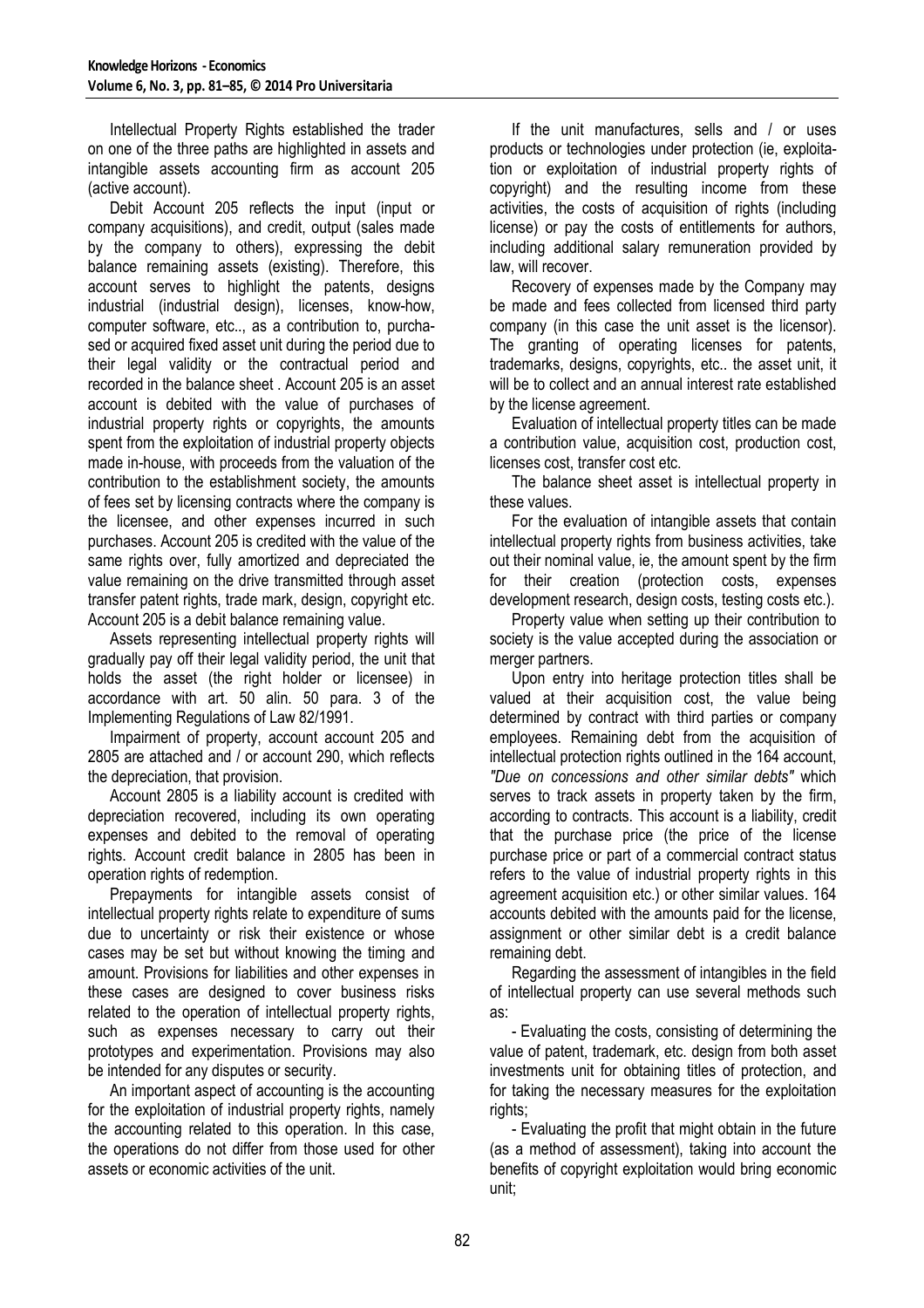Intellectual Property Rights established the trader on one of the three paths are highlighted in assets and intangible assets accounting firm as account 205 (active account).

Debit Account 205 reflects the input (input or company acquisitions), and credit, output (sales made by the company to others), expressing the debit balance remaining assets (existing). Therefore, this account serves to highlight the patents, designs industrial (industrial design), licenses, know-how, computer software, etc.., as a contribution to, purchased or acquired fixed asset unit during the period due to their legal validity or the contractual period and recorded in the balance sheet . Account 205 is an asset account is debited with the value of purchases of industrial property rights or copyrights, the amounts spent from the exploitation of industrial property objects made in-house, with proceeds from the valuation of the contribution to the establishment society, the amounts of fees set by licensing contracts where the company is the licensee, and other expenses incurred in such purchases. Account 205 is credited with the value of the same rights over, fully amortized and depreciated the value remaining on the drive transmitted through asset transfer patent rights, trade mark, design, copyright etc. Account 205 is a debit balance remaining value.

Assets representing intellectual property rights will gradually pay off their legal validity period, the unit that holds the asset (the right holder or licensee) in accordance with art. 50 alin. 50 para. 3 of the Implementing Regulations of Law 82/1991.

Impairment of property, account account 205 and 2805 are attached and / or account 290, which reflects the depreciation, that provision.

Account 2805 is a liability account is credited with depreciation recovered, including its own operating expenses and debited to the removal of operating rights. Account credit balance in 2805 has been in operation rights of redemption.

Prepayments for intangible assets consist of intellectual property rights relate to expenditure of sums due to uncertainty or risk their existence or whose cases may be set but without knowing the timing and amount. Provisions for liabilities and other expenses in these cases are designed to cover business risks related to the operation of intellectual property rights, such as expenses necessary to carry out their prototypes and experimentation. Provisions may also be intended for any disputes or security.

An important aspect of accounting is the accounting for the exploitation of industrial property rights, namely the accounting related to this operation. In this case, the operations do not differ from those used for other assets or economic activities of the unit.

If the unit manufactures, sells and / or uses products or technologies under protection (ie, exploitation or exploitation of industrial property rights of copyright) and the resulting income from these activities, the costs of acquisition of rights (including license) or pay the costs of entitlements for authors, including additional salary remuneration provided by law, will recover.

Recovery of expenses made by the Company may be made and fees collected from licensed third party company (in this case the unit asset is the licensor). The granting of operating licenses for patents, trademarks, designs, copyrights, etc.. the asset unit, it will be to collect and an annual interest rate established by the license agreement.

Evaluation of intellectual property titles can be made a contribution value, acquisition cost, production cost, licenses cost, transfer cost etc.

The balance sheet asset is intellectual property in these values.

For the evaluation of intangible assets that contain intellectual property rights from business activities, take out their nominal value, ie, the amount spent by the firm for their creation (protection costs, expenses development research, design costs, testing costs etc.).

Property value when setting up their contribution to society is the value accepted during the association or merger partners.

Upon entry into heritage protection titles shall be valued at their acquisition cost, the value being determined by contract with third parties or company employees. Remaining debt from the acquisition of intellectual protection rights outlined in the 164 account, *"Due on concessions and other similar debts"* which serves to track assets in property taken by the firm, according to contracts. This account is a liability, credit that the purchase price (the price of the license purchase price or part of a commercial contract status refers to the value of industrial property rights in this agreement acquisition etc.) or other similar values. 164 accounts debited with the amounts paid for the license, assignment or other similar debt is a credit balance remaining debt.

Regarding the assessment of intangibles in the field of intellectual property can use several methods such as:

- Evaluating the costs, consisting of determining the value of patent, trademark, etc. design from both asset investments unit for obtaining titles of protection, and for taking the necessary measures for the exploitation rights;
- Evaluating the profit that might obtain in the future (as a method of assessment), taking into account the benefits of copyright exploitation would bring economic unit;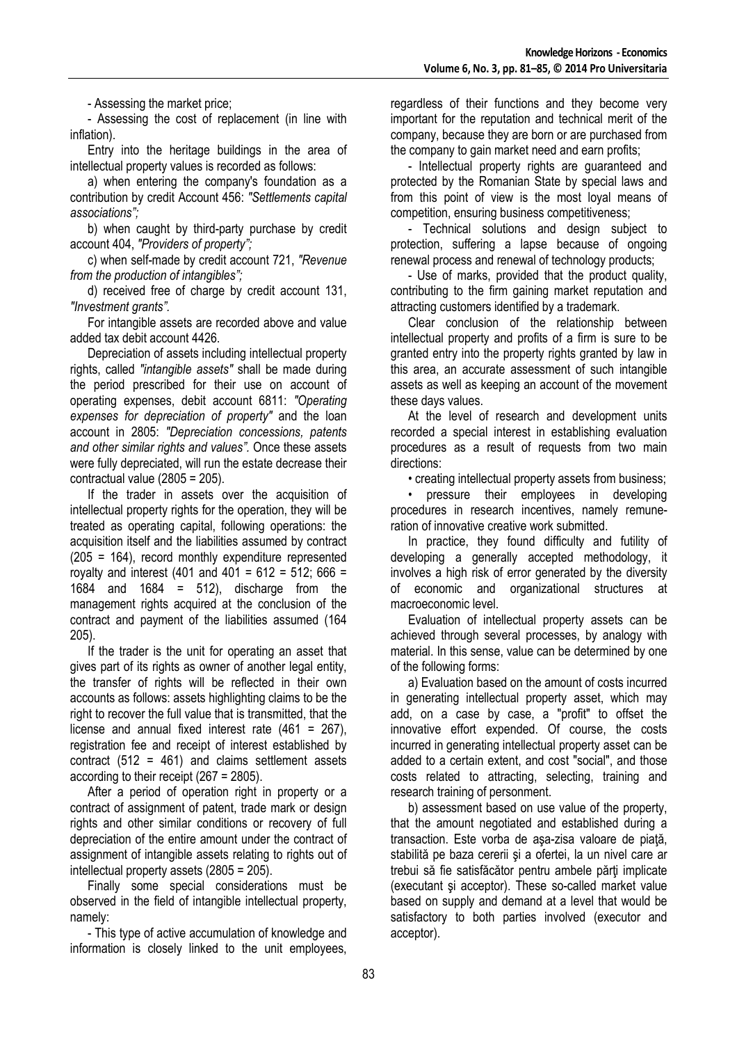- Assessing the market price;

- Assessing the cost of replacement (in line with inflation).

Entry into the heritage buildings in the area of intellectual property values is recorded as follows:

a) when entering the company's foundation as a contribution by credit Account 456: *"Settlements capital associations";*

b) when caught by third-party purchase by credit account 404, *"Providers of property";*

c) when self-made by credit account 721, *"Revenue from the production of intangibles";*

d) received free of charge by credit account 131, *"Investment grants"*.

For intangible assets are recorded above and value added tax debit account 4426.

Depreciation of assets including intellectual property rights, called *"intangible assets"* shall be made during the period prescribed for their use on account of operating expenses, debit account 6811: *"Operating expenses for depreciation of property"* and the loan account in 2805: *"Depreciation concessions, patents and other similar rights and values".* Once these assets were fully depreciated, will run the estate decrease their contractual value (2805 = 205).

If the trader in assets over the acquisition of intellectual property rights for the operation, they will be treated as operating capital, following operations: the acquisition itself and the liabilities assumed by contract (205 = 164), record monthly expenditure represented royalty and interest (401 and 401 = 612 = 512; 666 = 1684 and 1684 = 512), discharge from the management rights acquired at the conclusion of the contract and payment of the liabilities assumed (164 205).

If the trader is the unit for operating an asset that gives part of its rights as owner of another legal entity, the transfer of rights will be reflected in their own accounts as follows: assets highlighting claims to be the right to recover the full value that is transmitted, that the license and annual fixed interest rate (461 = 267), registration fee and receipt of interest established by contract (512 = 461) and claims settlement assets according to their receipt (267 = 2805).

After a period of operation right in property or a contract of assignment of patent, trade mark or design rights and other similar conditions or recovery of full depreciation of the entire amount under the contract of assignment of intangible assets relating to rights out of intellectual property assets (2805 = 205).

Finally some special considerations must be observed in the field of intangible intellectual property, namely:

- This type of active accumulation of knowledge and information is closely linked to the unit employees, regardless of their functions and they become very important for the reputation and technical merit of the company, because they are born or are purchased from the company to gain market need and earn profits;

- Intellectual property rights are guaranteed and protected by the Romanian State by special laws and from this point of view is the most loyal means of competition, ensuring business competitiveness;

- Technical solutions and design subject to protection, suffering a lapse because of ongoing renewal process and renewal of technology products;

- Use of marks, provided that the product quality, contributing to the firm gaining market reputation and attracting customers identified by a trademark.

Clear conclusion of the relationship between intellectual property and profits of a firm is sure to be granted entry into the property rights granted by law in this area, an accurate assessment of such intangible assets as well as keeping an account of the movement these days values.

At the level of research and development units recorded a special interest in establishing evaluation procedures as a result of requests from two main directions:

• creating intellectual property assets from business;

• pressure their employees in developing procedures in research incentives, namely remuneration of innovative creative work submitted.

In practice, they found difficulty and futility of developing a generally accepted methodology, it involves a high risk of error generated by the diversity of economic and organizational structures at macroeconomic level.

Evaluation of intellectual property assets can be achieved through several processes, by analogy with material. In this sense, value can be determined by one of the following forms:

a) Evaluation based on the amount of costs incurred in generating intellectual property asset, which may add, on a case by case, a "profit" to offset the innovative effort expended. Of course, the costs incurred in generating intellectual property asset can be added to a certain extent, and cost "social", and those costs related to attracting, selecting, training and research training of personment.

b) assessment based on use value of the property, that the amount negotiated and established during a transaction. Este vorba de aşa-zisa valoare de piaţă, stabilită pe baza cererii şi a ofertei, la un nivel care ar trebui să fie satisfăcător pentru ambele părţi implicate (executant şi acceptor). These so-called market value based on supply and demand at a level that would be satisfactory to both parties involved (executor and acceptor).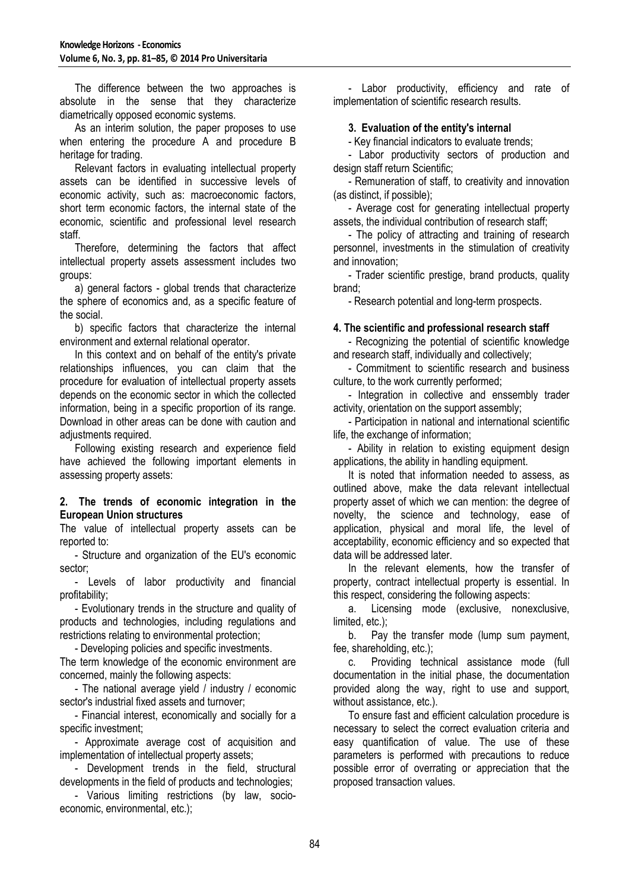The difference between the two approaches is absolute in the sense that they characterize diametrically opposed economic systems.

As an interim solution, the paper proposes to use when entering the procedure A and procedure B heritage for trading.

Relevant factors in evaluating intellectual property assets can be identified in successive levels of economic activity, such as: macroeconomic factors, short term economic factors, the internal state of the economic, scientific and professional level research staff.

Therefore, determining the factors that affect intellectual property assets assessment includes two groups:

a) general factors - global trends that characterize the sphere of economics and, as a specific feature of the social.

b) specific factors that characterize the internal environment and external relational operator.

In this context and on behalf of the entity's private relationships influences, you can claim that the procedure for evaluation of intellectual property assets depends on the economic sector in which the collected information, being in a specific proportion of its range. Download in other areas can be done with caution and adjustments required.

Following existing research and experience field have achieved the following important elements in assessing property assets:

**2. The trends of economic integration in the European Union structures**

The value of intellectual property assets can be reported to:

- Structure and organization of the EU's economic sector;
- Levels of labor productivity and financial profitability;
- Evolutionary trends in the structure and quality of products and technologies, including regulations and restrictions relating to environmental protection;
- Developing policies and specific investments.

The term knowledge of the economic environment are concerned, mainly the following aspects:

- The national average yield / industry / economic sector's industrial fixed assets and turnover;
- Financial interest, economically and socially for a specific investment;
- Approximate average cost of acquisition and implementation of intellectual property assets;
- Development trends in the field, structural developments in the field of products and technologies;
- Various limiting restrictions (by law, socio-economic, environmental, etc.);
- Labor productivity, efficiency and rate of implementation of scientific research results.

**3. Evaluation of the entity's internal**

- Key financial indicators to evaluate trends;
- Labor productivity sectors of production and design staff return Scientific;
- Remuneration of staff, to creativity and innovation (as distinct, if possible);
- Average cost for generating intellectual property assets, the individual contribution of research staff;
- The policy of attracting and training of research personnel, investments in the stimulation of creativity and innovation;
- Trader scientific prestige, brand products, quality brand;
- Research potential and long-term prospects.

**4. The scientific and professional research staff**

- Recognizing the potential of scientific knowledge and research staff, individually and collectively;
- Commitment to scientific research and business culture, to the work currently performed;
- Integration in collective and enssembly trader activity, orientation on the support assembly;
- Participation in national and international scientific life, the exchange of information;
- Ability in relation to existing equipment design applications, the ability in handling equipment.

It is noted that information needed to assess, as outlined above, make the data relevant intellectual property asset of which we can mention: the degree of novelty, the science and technology, ease of application, physical and moral life, the level of acceptability, economic efficiency and so expected that data will be addressed later.

In the relevant elements, how the transfer of property, contract intellectual property is essential. In this respect, considering the following aspects:

a. Licensing mode (exclusive, nonexclusive, limited, etc.);

b. Pay the transfer mode (lump sum payment, fee, shareholding, etc.);

c. Providing technical assistance mode (full documentation in the initial phase, the documentation provided along the way, right to use and support, without assistance, etc.).

To ensure fast and efficient calculation procedure is necessary to select the correct evaluation criteria and easy quantification of value. The use of these parameters is performed with precautions to reduce possible error of overrating or appreciation that the proposed transaction values.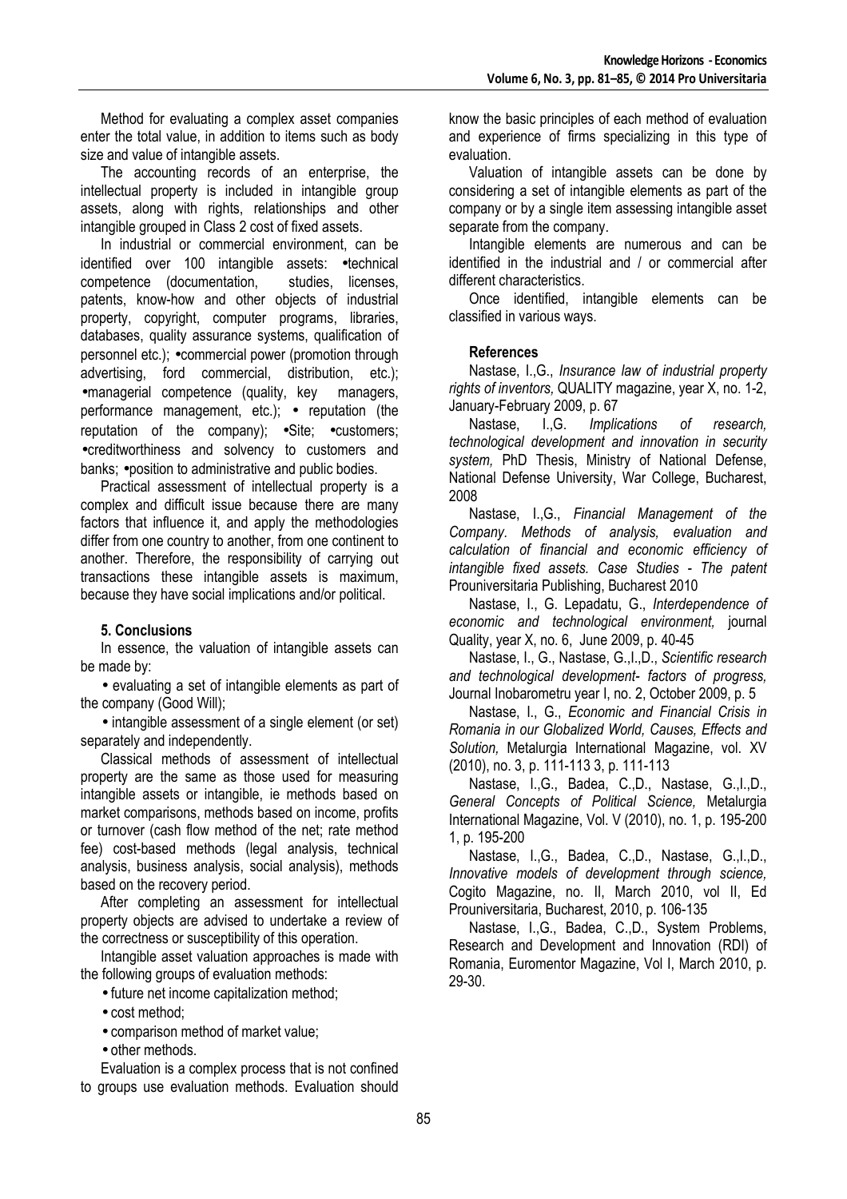Method for evaluating a complex asset companies enter the total value, in addition to items such as body size and value of intangible assets.

The accounting records of an enterprise, the intellectual property is included in intangible group assets, along with rights, relationships and other intangible grouped in Class 2 cost of fixed assets.

In industrial or commercial environment, can be identified over 100 intangible assets: •technical competence (documentation, studies, licenses, patents, know-how and other objects of industrial property, copyright, computer programs, libraries, databases, quality assurance systems, qualification of personnel etc.); •commercial power (promotion through advertising, ford commercial, distribution, etc.); •managerial competence (quality, key managers, performance management, etc.); • reputation (the reputation of the company); •Site; •customers; •creditworthiness and solvency to customers and banks; •position to administrative and public bodies.

Practical assessment of intellectual property is a complex and difficult issue because there are many factors that influence it, and apply the methodologies differ from one country to another, from one continent to another. Therefore, the responsibility of carrying out transactions these intangible assets is maximum, because they have social implications and/or political.

## 5. Conclusions

In essence, the valuation of intangible assets can be made by:

- evaluating a set of intangible elements as part of the company (Good Will);
- intangible assessment of a single element (or set) separately and independently.

Classical methods of assessment of intellectual property are the same as those used for measuring intangible assets or intangible, ie methods based on market comparisons, methods based on income, profits or turnover (cash flow method of the net; rate method fee) cost-based methods (legal analysis, technical analysis, business analysis, social analysis), methods based on the recovery period.

After completing an assessment for intellectual property objects are advised to undertake a review of the correctness or susceptibility of this operation.

Intangible asset valuation approaches is made with the following groups of evaluation methods:

- future net income capitalization method;
- cost method;
- comparison method of market value;
- other methods.

Evaluation is a complex process that is not confined to groups use evaluation methods. Evaluation should know the basic principles of each method of evaluation and experience of firms specializing in this type of evaluation.

Valuation of intangible assets can be done by considering a set of intangible elements as part of the company or by a single item assessing intangible asset separate from the company.

Intangible elements are numerous and can be identified in the industrial and / or commercial after different characteristics.

Once identified, intangible elements can be classified in various ways.

## References

Nastase, I.,G., *Insurance law of industrial property rights of inventors,* QUALITY magazine, year X, no. 1-2, January-February 2009, p. 67

Nastase, I.,G. *Implications of research, technological development and innovation in security system,* PhD Thesis, Ministry of National Defense, National Defense University, War College, Bucharest, 2008

Nastase, I.,G., *Financial Management of the Company. Methods of analysis, evaluation and calculation of financial and economic efficiency of intangible fixed assets. Case Studies - The patent* Prouniversitaria Publishing, Bucharest 2010

Nastase, I., G. Lepadatu, G., *Interdependence of economic and technological environment,* journal Quality, year X, no. 6, June 2009, p. 40-45

Nastase, I., G., Nastase, G.,I.,D., *Scientific research and technological development- factors of progress,* Journal Inobarometru year I, no. 2, October 2009, p. 5

Nastase, I., G., *Economic and Financial Crisis in Romania in our Globalized World, Causes, Effects and Solution,* Metalurgia International Magazine, vol. XV (2010), no. 3, p. 111-113 3, p. 111-113

Nastase, I.,G., Badea, C.,D., Nastase, G.,I.,D., *General Concepts of Political Science,* Metalurgia International Magazine, Vol. V (2010), no. 1, p. 195-200 1, p. 195-200

Nastase, I.,G., Badea, C.,D., Nastase, G.,I.,D., *Innovative models of development through science,* Cogito Magazine, no. II, March 2010, vol II, Ed Prouniversitaria, Bucharest, 2010, p. 106-135

Nastase, I.,G., Badea, C.,D., System Problems, Research and Development and Innovation (RDI) of Romania, Euromentor Magazine, Vol I, March 2010, p. 29-30.